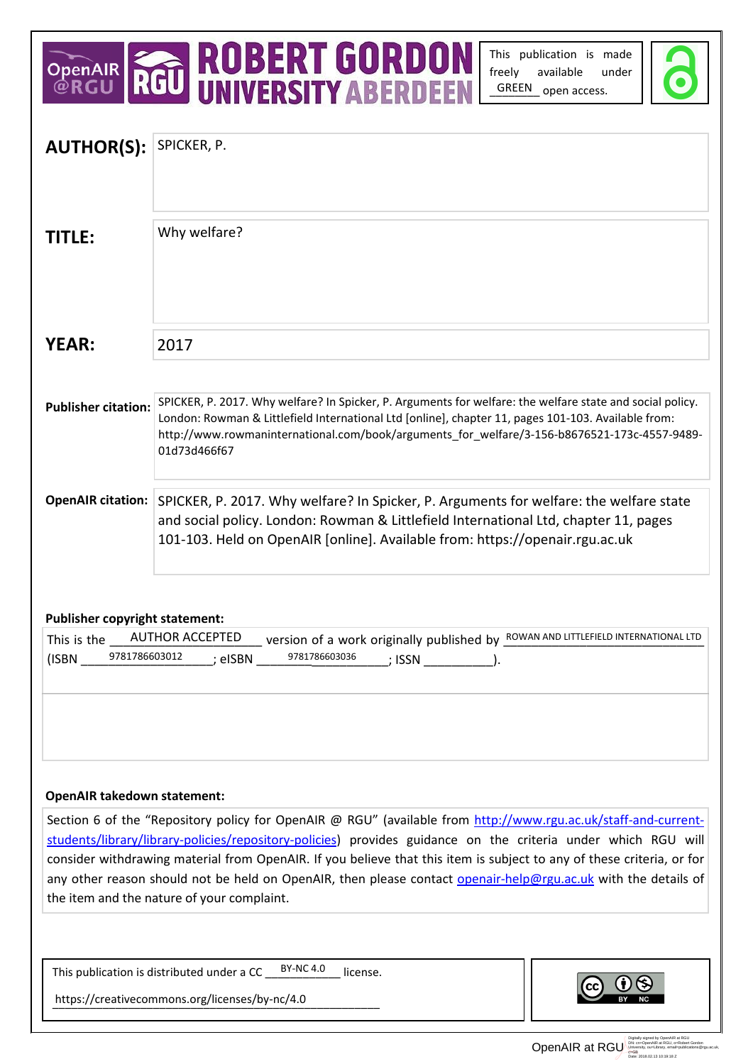This publication is made freely available under GREEN open access.

**AUTHOR(S):** SPICKER, P.

**TITLE:** Why welfare?

**YEAR:** 2017

**Publisher citation:** SPICKER, P. 2017. Why welfare? In Spicker, P. Arguments for welfare: the welfare state and social policy. London: Rowman & Littlefield International Ltd [online], chapter 11, pages 101-103. Available from: http://www.rowmaninternational.com/book/arguments_for_welfare/3-156-b8676521-173c-4557-9489-01d73d466f67

**OpenAIR citation:** SPICKER, P. 2017. Why welfare? In Spicker, P. Arguments for welfare: the welfare state and social policy. London: Rowman & Littlefield International Ltd, chapter 11, pages 101-103. Held on OpenAIR [online]. Available from: https://openair.rgu.ac.uk

**Publisher copyright statement:**

This is the AUTHOR ACCEPTED version of a work originally published by ROWAN AND LITTLEFIELD INTERNATIONAL LTD (ISBN 9781786603012; eISBN 9781786603036; ISSN ).

**OpenAIR takedown statement:**

Section 6 of the "Repository policy for OpenAIR @ RGU" (available from http://www.rgu.ac.uk/staff-and-current-students/library/library-policies/repository-policies) provides guidance on the criteria under which RGU will consider withdrawing material from OpenAIR. If you believe that this item is subject to any of these criteria, or for any other reason should not be held on OpenAIR, then please contact openair-help@rgu.ac.uk with the details of the item and the nature of your complaint.

This publication is distributed under a CC BY-NC 4.0 license.

https://creativecommons.org/licenses/by-nc/4.0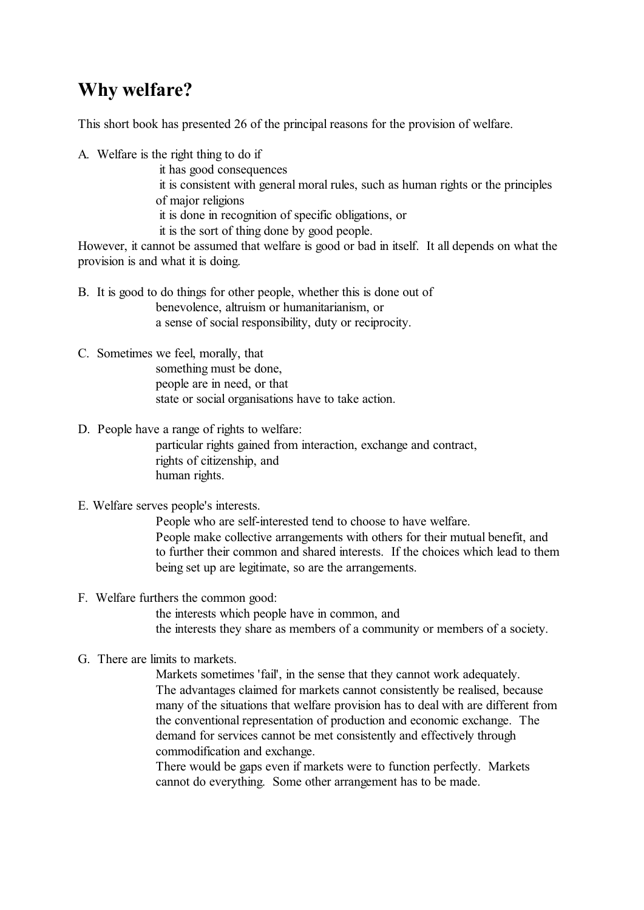# Why welfare?

This short book has presented 26 of the principal reasons for the provision of welfare.

A. Welfare is the right thing to do if
- it has good consequences
- it is consistent with general moral rules, such as human rights or the principles of major religions
- it is done in recognition of specific obligations, or
- it is the sort of thing done by good people.

However, it cannot be assumed that welfare is good or bad in itself. It all depends on what the provision is and what it is doing.

B. It is good to do things for other people, whether this is done out of
- benevolence, altruism or humanitarianism, or
- a sense of social responsibility, duty or reciprocity.

C. Sometimes we feel, morally, that
- something must be done,
- people are in need, or that
- state or social organisations have to take action.

D. People have a range of rights to welfare:
- particular rights gained from interaction, exchange and contract,
- rights of citizenship, and
- human rights.

E. Welfare serves people's interests.
- People who are self-interested tend to choose to have welfare.
- People make collective arrangements with others for their mutual benefit, and to further their common and shared interests. If the choices which lead to them being set up are legitimate, so are the arrangements.

F. Welfare furthers the common good:
- the interests which people have in common, and
- the interests they share as members of a community or members of a society.

G. There are limits to markets.
- Markets sometimes 'fail', in the sense that they cannot work adequately.
- The advantages claimed for markets cannot consistently be realised, because many of the situations that welfare provision has to deal with are different from the conventional representation of production and economic exchange. The demand for services cannot be met consistently and effectively through commodification and exchange.
- There would be gaps even if markets were to function perfectly. Markets cannot do everything. Some other arrangement has to be made.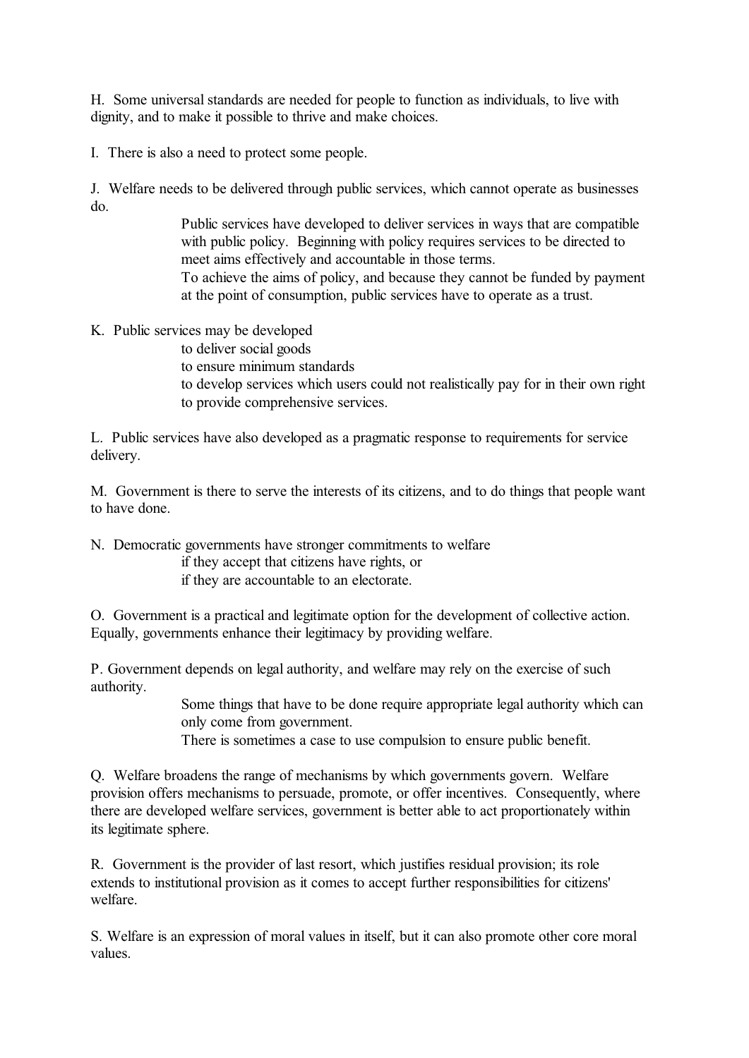H. Some universal standards are needed for people to function as individuals, to live with dignity, and to make it possible to thrive and make choices.

I. There is also a need to protect some people.

J. Welfare needs to be delivered through public services, which cannot operate as businesses do.

> Public services have developed to deliver services in ways that are compatible with public policy. Beginning with policy requires services to be directed to meet aims effectively and accountable in those terms.
>
> To achieve the aims of policy, and because they cannot be funded by payment at the point of consumption, public services have to operate as a trust.

K. Public services may be developed

> to deliver social goods
>
> to ensure minimum standards
>
> to develop services which users could not realistically pay for in their own right
>
> to provide comprehensive services.

L. Public services have also developed as a pragmatic response to requirements for service delivery.

M. Government is there to serve the interests of its citizens, and to do things that people want to have done.

N. Democratic governments have stronger commitments to welfare

> if they accept that citizens have rights, or
>
> if they are accountable to an electorate.

O. Government is a practical and legitimate option for the development of collective action. Equally, governments enhance their legitimacy by providing welfare.

P. Government depends on legal authority, and welfare may rely on the exercise of such authority.

> Some things that have to be done require appropriate legal authority which can only come from government.
>
> There is sometimes a case to use compulsion to ensure public benefit.

Q. Welfare broadens the range of mechanisms by which governments govern. Welfare provision offers mechanisms to persuade, promote, or offer incentives. Consequently, where there are developed welfare services, government is better able to act proportionately within its legitimate sphere.

R. Government is the provider of last resort, which justifies residual provision; its role extends to institutional provision as it comes to accept further responsibilities for citizens' welfare.

S. Welfare is an expression of moral values in itself, but it can also promote other core moral values.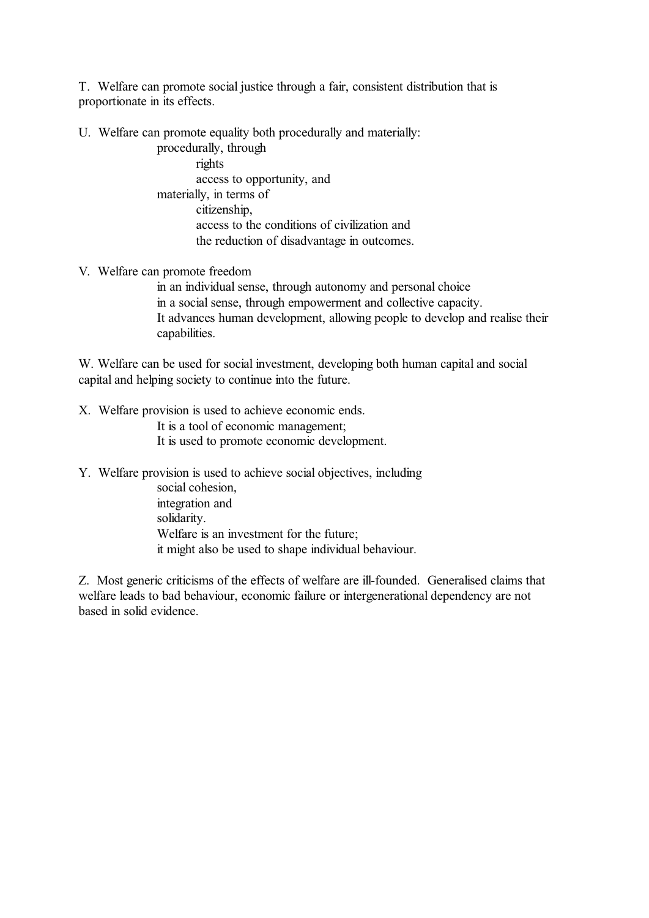T. Welfare can promote social justice through a fair, consistent distribution that is proportionate in its effects.

U. Welfare can promote equality both procedurally and materially:
  - procedurally, through
    - rights
    - access to opportunity, and
  - materially, in terms of
    - citizenship,
    - access to the conditions of civilization and
    - the reduction of disadvantage in outcomes.

V. Welfare can promote freedom
  - in an individual sense, through autonomy and personal choice
  - in a social sense, through empowerment and collective capacity.
  - It advances human development, allowing people to develop and realise their capabilities.

W. Welfare can be used for social investment, developing both human capital and social capital and helping society to continue into the future.

X. Welfare provision is used to achieve economic ends.
  - It is a tool of economic management;
  - It is used to promote economic development.

Y. Welfare provision is used to achieve social objectives, including
  - social cohesion,
  - integration and
  - solidarity.
  - Welfare is an investment for the future;
  - it might also be used to shape individual behaviour.

Z. Most generic criticisms of the effects of welfare are ill-founded. Generalised claims that welfare leads to bad behaviour, economic failure or intergenerational dependency are not based in solid evidence.